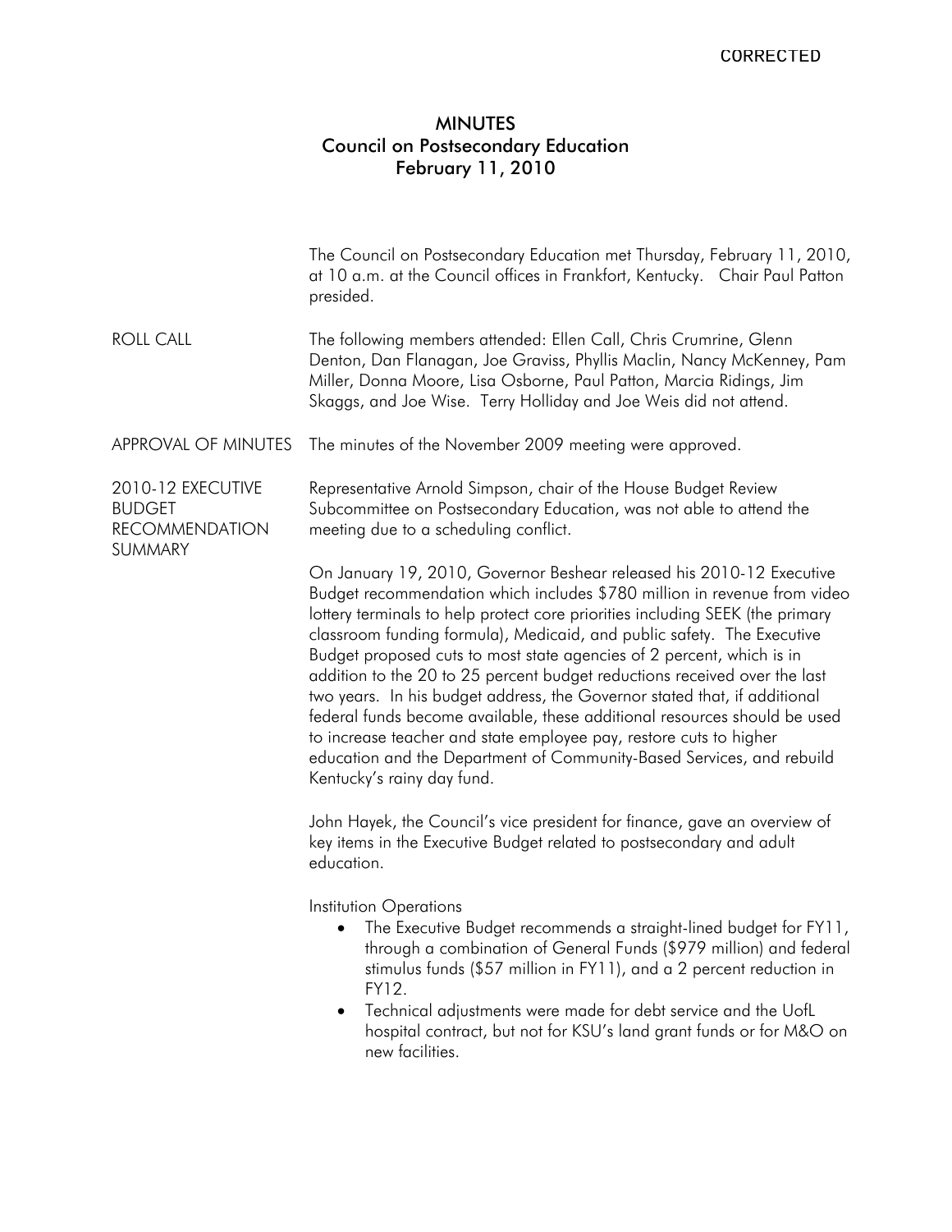CORRECTED

# MINUTES
## Council on Postsecondary Education
## February 11, 2010

The Council on Postsecondary Education met Thursday, February 11, 2010, at 10 a.m. at the Council offices in Frankfort, Kentucky. Chair Paul Patton presided.

**ROLL CALL**

The following members attended: Ellen Call, Chris Crumrine, Glenn Denton, Dan Flanagan, Joe Graviss, Phyllis Maclin, Nancy McKenney, Pam Miller, Donna Moore, Lisa Osborne, Paul Patton, Marcia Ridings, Jim Skaggs, and Joe Wise. Terry Holliday and Joe Weis did not attend.

**APPROVAL OF MINUTES**

The minutes of the November 2009 meeting were approved.

**2010-12 EXECUTIVE BUDGET RECOMMENDATION SUMMARY**

Representative Arnold Simpson, chair of the House Budget Review Subcommittee on Postsecondary Education, was not able to attend the meeting due to a scheduling conflict.

On January 19, 2010, Governor Beshear released his 2010-12 Executive Budget recommendation which includes $780 million in revenue from video lottery terminals to help protect core priorities including SEEK (the primary classroom funding formula), Medicaid, and public safety. The Executive Budget proposed cuts to most state agencies of 2 percent, which is in addition to the 20 to 25 percent budget reductions received over the last two years. In his budget address, the Governor stated that, if additional federal funds become available, these additional resources should be used to increase teacher and state employee pay, restore cuts to higher education and the Department of Community-Based Services, and rebuild Kentucky's rainy day fund.

John Hayek, the Council's vice president for finance, gave an overview of key items in the Executive Budget related to postsecondary and adult education.

Institution Operations

- The Executive Budget recommends a straight-lined budget for FY11, through a combination of General Funds ($979 million) and federal stimulus funds ($57 million in FY11), and a 2 percent reduction in FY12.
- Technical adjustments were made for debt service and the UofL hospital contract, but not for KSU's land grant funds or for M&O on new facilities.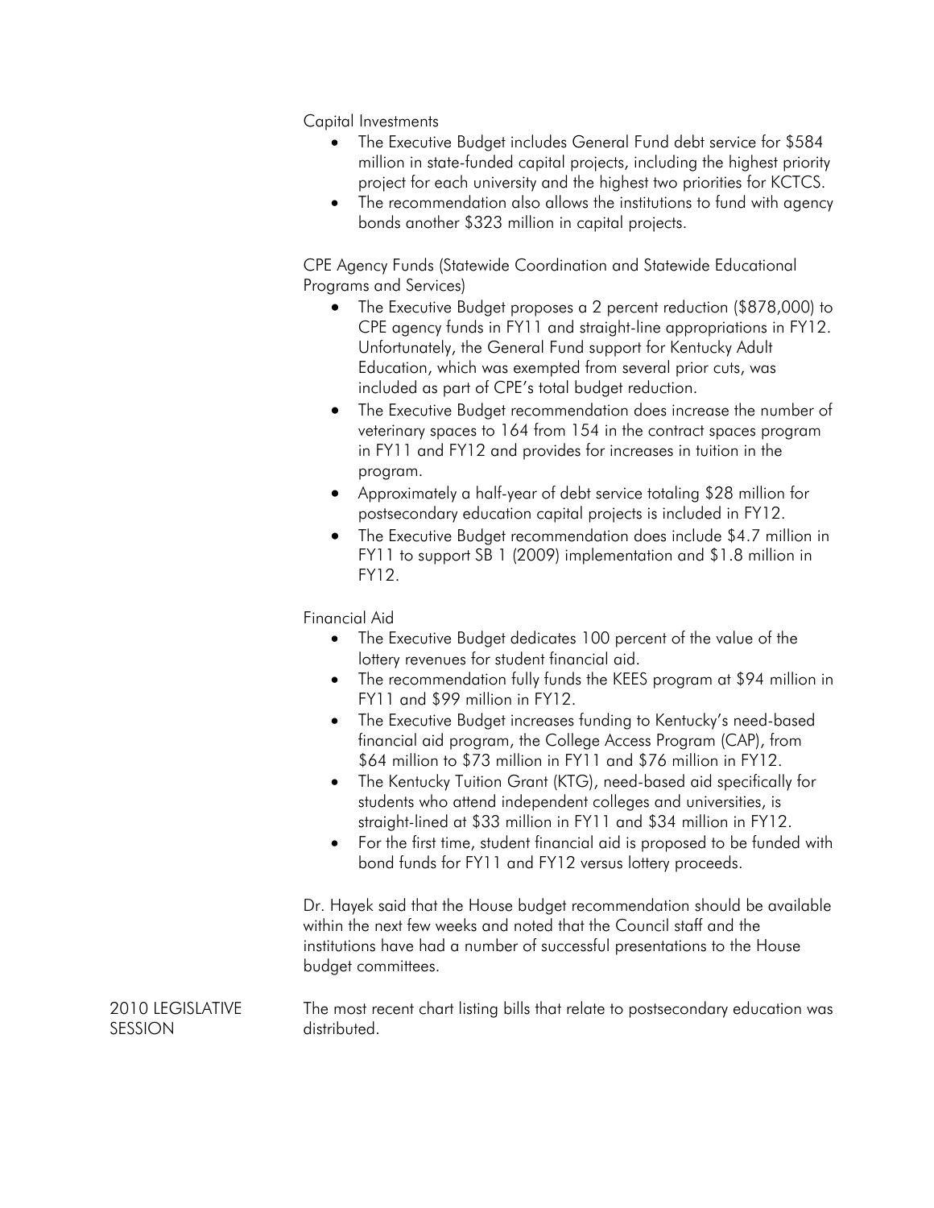Capital Investments

- The Executive Budget includes General Fund debt service for $584 million in state-funded capital projects, including the highest priority project for each university and the highest two priorities for KCTCS.
- The recommendation also allows the institutions to fund with agency bonds another $323 million in capital projects.

CPE Agency Funds (Statewide Coordination and Statewide Educational Programs and Services)

- The Executive Budget proposes a 2 percent reduction ($878,000) to CPE agency funds in FY11 and straight-line appropriations in FY12. Unfortunately, the General Fund support for Kentucky Adult Education, which was exempted from several prior cuts, was included as part of CPE's total budget reduction.
- The Executive Budget recommendation does increase the number of veterinary spaces to 164 from 154 in the contract spaces program in FY11 and FY12 and provides for increases in tuition in the program.
- Approximately a half-year of debt service totaling $28 million for postsecondary education capital projects is included in FY12.
- The Executive Budget recommendation does include $4.7 million in FY11 to support SB 1 (2009) implementation and $1.8 million in FY12.

Financial Aid

- The Executive Budget dedicates 100 percent of the value of the lottery revenues for student financial aid.
- The recommendation fully funds the KEES program at $94 million in FY11 and $99 million in FY12.
- The Executive Budget increases funding to Kentucky's need-based financial aid program, the College Access Program (CAP), from $64 million to $73 million in FY11 and $76 million in FY12.
- The Kentucky Tuition Grant (KTG), need-based aid specifically for students who attend independent colleges and universities, is straight-lined at $33 million in FY11 and $34 million in FY12.
- For the first time, student financial aid is proposed to be funded with bond funds for FY11 and FY12 versus lottery proceeds.

Dr. Hayek said that the House budget recommendation should be available within the next few weeks and noted that the Council staff and the institutions have had a number of successful presentations to the House budget committees.

2010 LEGISLATIVE SESSION

The most recent chart listing bills that relate to postsecondary education was distributed.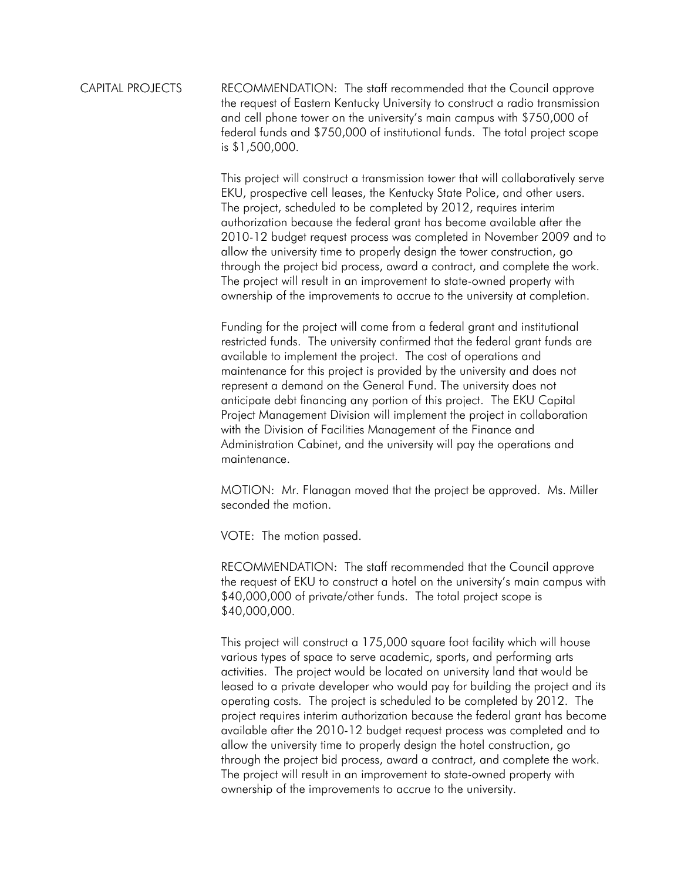CAPITAL PROJECTS

RECOMMENDATION: The staff recommended that the Council approve the request of Eastern Kentucky University to construct a radio transmission and cell phone tower on the university's main campus with $750,000 of federal funds and $750,000 of institutional funds. The total project scope is $1,500,000.

This project will construct a transmission tower that will collaboratively serve EKU, prospective cell leases, the Kentucky State Police, and other users. The project, scheduled to be completed by 2012, requires interim authorization because the federal grant has become available after the 2010-12 budget request process was completed in November 2009 and to allow the university time to properly design the tower construction, go through the project bid process, award a contract, and complete the work. The project will result in an improvement to state-owned property with ownership of the improvements to accrue to the university at completion.

Funding for the project will come from a federal grant and institutional restricted funds. The university confirmed that the federal grant funds are available to implement the project. The cost of operations and maintenance for this project is provided by the university and does not represent a demand on the General Fund. The university does not anticipate debt financing any portion of this project. The EKU Capital Project Management Division will implement the project in collaboration with the Division of Facilities Management of the Finance and Administration Cabinet, and the university will pay the operations and maintenance.

MOTION: Mr. Flanagan moved that the project be approved. Ms. Miller seconded the motion.

VOTE: The motion passed.

RECOMMENDATION: The staff recommended that the Council approve the request of EKU to construct a hotel on the university's main campus with $40,000,000 of private/other funds. The total project scope is $40,000,000.

This project will construct a 175,000 square foot facility which will house various types of space to serve academic, sports, and performing arts activities. The project would be located on university land that would be leased to a private developer who would pay for building the project and its operating costs. The project is scheduled to be completed by 2012. The project requires interim authorization because the federal grant has become available after the 2010-12 budget request process was completed and to allow the university time to properly design the hotel construction, go through the project bid process, award a contract, and complete the work. The project will result in an improvement to state-owned property with ownership of the improvements to accrue to the university.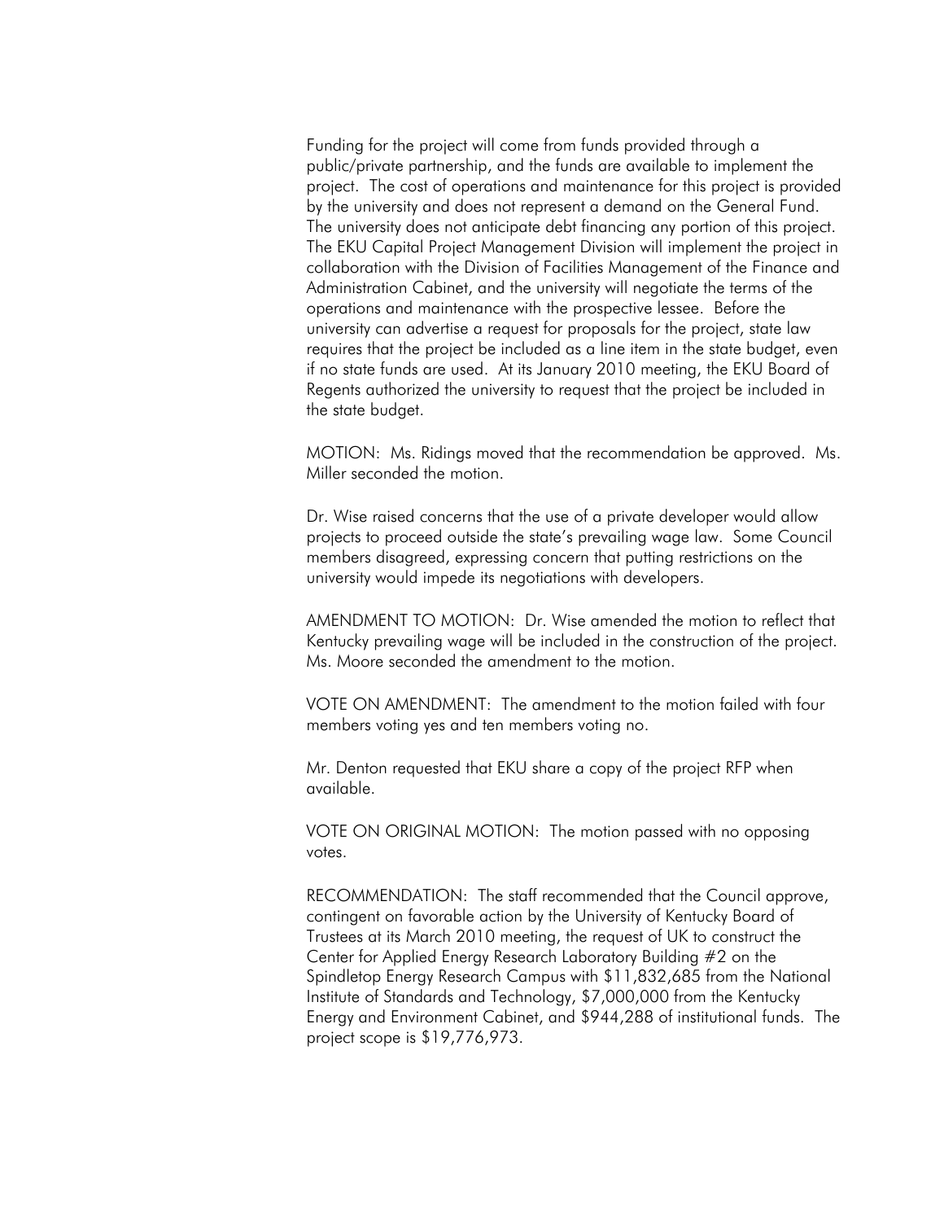Funding for the project will come from funds provided through a public/private partnership, and the funds are available to implement the project. The cost of operations and maintenance for this project is provided by the university and does not represent a demand on the General Fund. The university does not anticipate debt financing any portion of this project. The EKU Capital Project Management Division will implement the project in collaboration with the Division of Facilities Management of the Finance and Administration Cabinet, and the university will negotiate the terms of the operations and maintenance with the prospective lessee. Before the university can advertise a request for proposals for the project, state law requires that the project be included as a line item in the state budget, even if no state funds are used. At its January 2010 meeting, the EKU Board of Regents authorized the university to request that the project be included in the state budget.

MOTION: Ms. Ridings moved that the recommendation be approved. Ms. Miller seconded the motion.

Dr. Wise raised concerns that the use of a private developer would allow projects to proceed outside the state's prevailing wage law. Some Council members disagreed, expressing concern that putting restrictions on the university would impede its negotiations with developers.

AMENDMENT TO MOTION: Dr. Wise amended the motion to reflect that Kentucky prevailing wage will be included in the construction of the project. Ms. Moore seconded the amendment to the motion.

VOTE ON AMENDMENT: The amendment to the motion failed with four members voting yes and ten members voting no.

Mr. Denton requested that EKU share a copy of the project RFP when available.

VOTE ON ORIGINAL MOTION: The motion passed with no opposing votes.

RECOMMENDATION: The staff recommended that the Council approve, contingent on favorable action by the University of Kentucky Board of Trustees at its March 2010 meeting, the request of UK to construct the Center for Applied Energy Research Laboratory Building #2 on the Spindletop Energy Research Campus with $11,832,685 from the National Institute of Standards and Technology, $7,000,000 from the Kentucky Energy and Environment Cabinet, and $944,288 of institutional funds. The project scope is $19,776,973.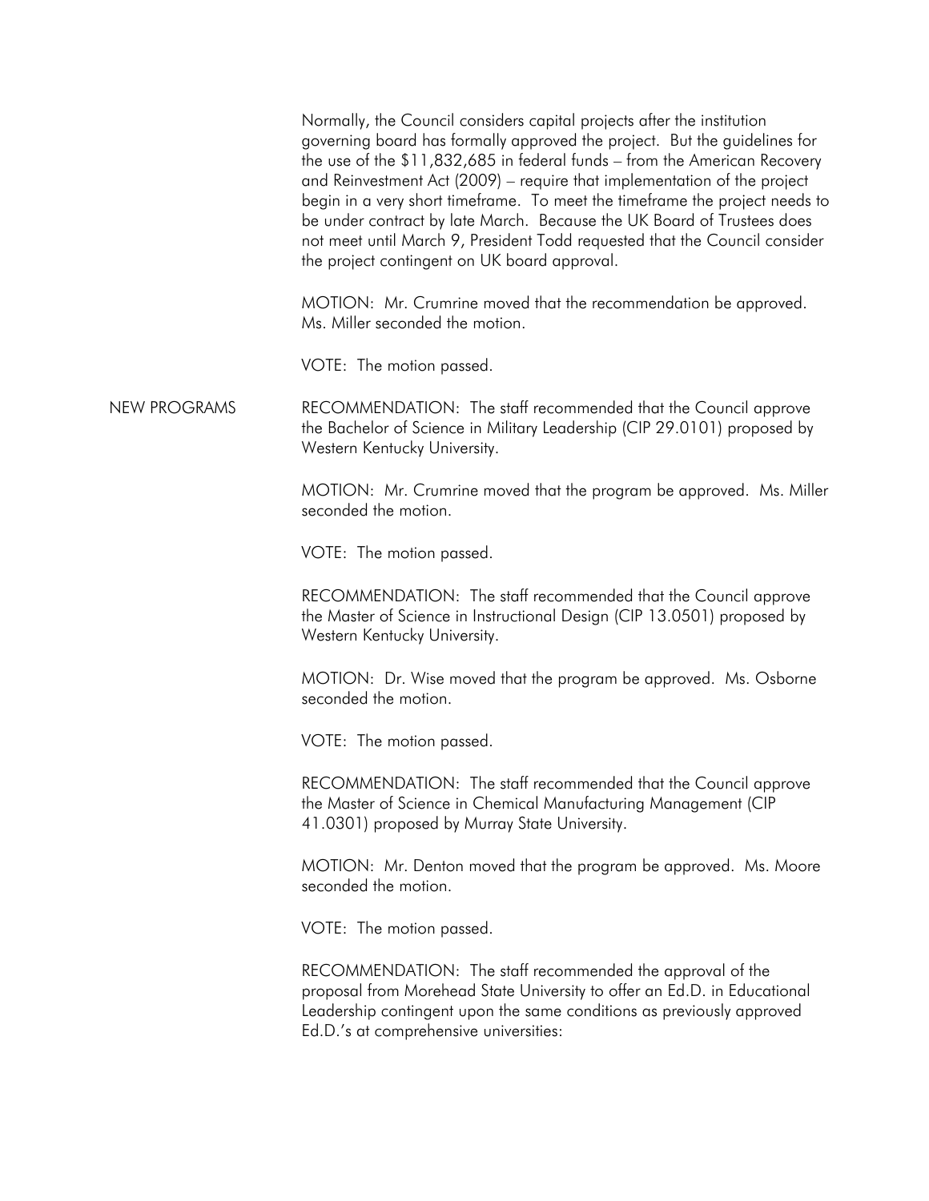Normally, the Council considers capital projects after the institution governing board has formally approved the project. But the guidelines for the use of the $11,832,685 in federal funds – from the American Recovery and Reinvestment Act (2009) – require that implementation of the project begin in a very short timeframe. To meet the timeframe the project needs to be under contract by late March. Because the UK Board of Trustees does not meet until March 9, President Todd requested that the Council consider the project contingent on UK board approval.

MOTION: Mr. Crumrine moved that the recommendation be approved. Ms. Miller seconded the motion.

VOTE: The motion passed.

**NEW PROGRAMS**

RECOMMENDATION: The staff recommended that the Council approve the Bachelor of Science in Military Leadership (CIP 29.0101) proposed by Western Kentucky University.

MOTION: Mr. Crumrine moved that the program be approved. Ms. Miller seconded the motion.

VOTE: The motion passed.

RECOMMENDATION: The staff recommended that the Council approve the Master of Science in Instructional Design (CIP 13.0501) proposed by Western Kentucky University.

MOTION: Dr. Wise moved that the program be approved. Ms. Osborne seconded the motion.

VOTE: The motion passed.

RECOMMENDATION: The staff recommended that the Council approve the Master of Science in Chemical Manufacturing Management (CIP 41.0301) proposed by Murray State University.

MOTION: Mr. Denton moved that the program be approved. Ms. Moore seconded the motion.

VOTE: The motion passed.

RECOMMENDATION: The staff recommended the approval of the proposal from Morehead State University to offer an Ed.D. in Educational Leadership contingent upon the same conditions as previously approved Ed.D.'s at comprehensive universities: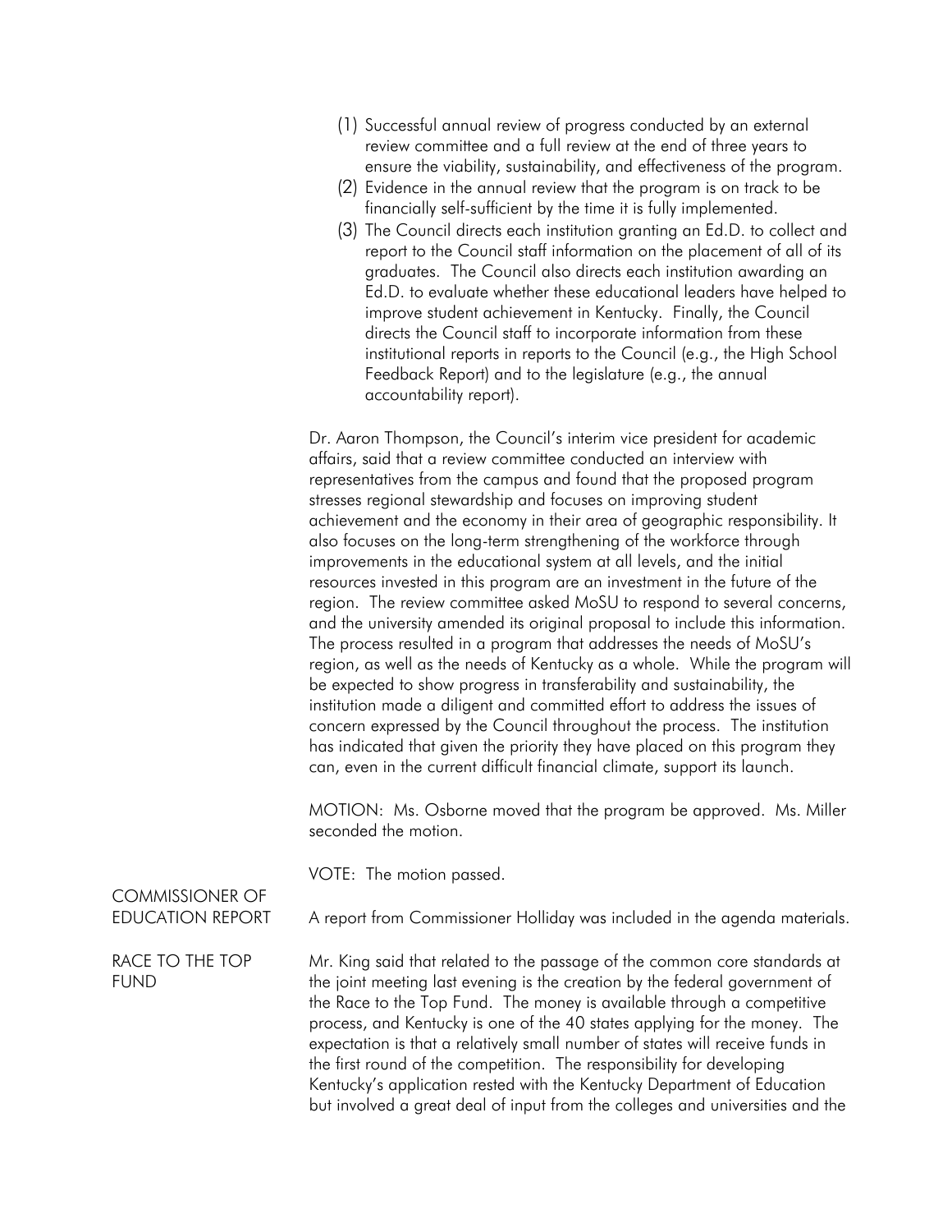(1) Successful annual review of progress conducted by an external review committee and a full review at the end of three years to ensure the viability, sustainability, and effectiveness of the program.
(2) Evidence in the annual review that the program is on track to be financially self-sufficient by the time it is fully implemented.
(3) The Council directs each institution granting an Ed.D. to collect and report to the Council staff information on the placement of all of its graduates. The Council also directs each institution awarding an Ed.D. to evaluate whether these educational leaders have helped to improve student achievement in Kentucky. Finally, the Council directs the Council staff to incorporate information from these institutional reports in reports to the Council (e.g., the High School Feedback Report) and to the legislature (e.g., the annual accountability report).

Dr. Aaron Thompson, the Council's interim vice president for academic affairs, said that a review committee conducted an interview with representatives from the campus and found that the proposed program stresses regional stewardship and focuses on improving student achievement and the economy in their area of geographic responsibility. It also focuses on the long-term strengthening of the workforce through improvements in the educational system at all levels, and the initial resources invested in this program are an investment in the future of the region. The review committee asked MoSU to respond to several concerns, and the university amended its original proposal to include this information. The process resulted in a program that addresses the needs of MoSU's region, as well as the needs of Kentucky as a whole. While the program will be expected to show progress in transferability and sustainability, the institution made a diligent and committed effort to address the issues of concern expressed by the Council throughout the process. The institution has indicated that given the priority they have placed on this program they can, even in the current difficult financial climate, support its launch.

MOTION: Ms. Osborne moved that the program be approved. Ms. Miller seconded the motion.

VOTE: The motion passed.

## COMMISSIONER OF EDUCATION REPORT

A report from Commissioner Holliday was included in the agenda materials.

## RACE TO THE TOP FUND

Mr. King said that related to the passage of the common core standards at the joint meeting last evening is the creation by the federal government of the Race to the Top Fund. The money is available through a competitive process, and Kentucky is one of the 40 states applying for the money. The expectation is that a relatively small number of states will receive funds in the first round of the competition. The responsibility for developing Kentucky's application rested with the Kentucky Department of Education but involved a great deal of input from the colleges and universities and the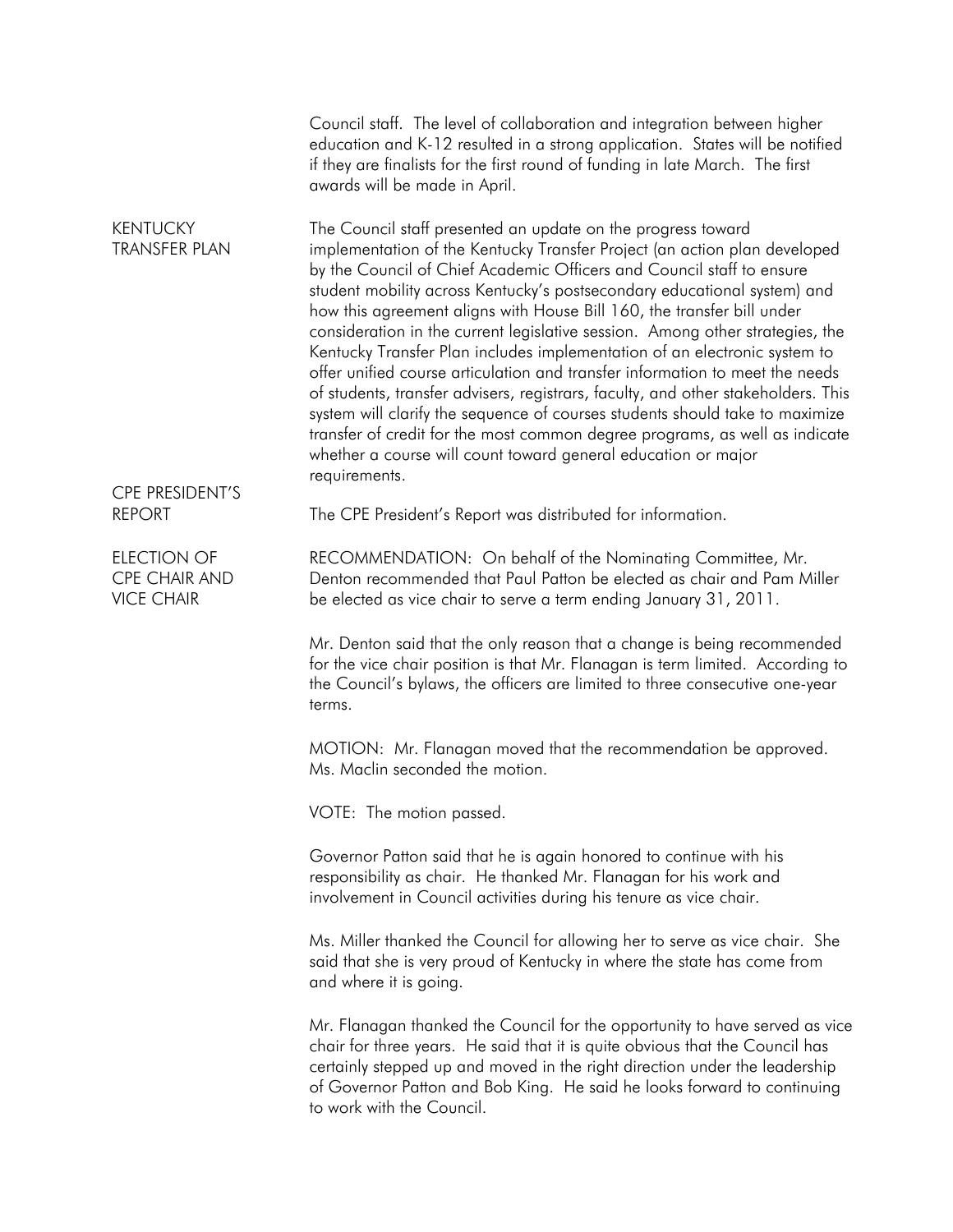Council staff. The level of collaboration and integration between higher education and K-12 resulted in a strong application. States will be notified if they are finalists for the first round of funding in late March. The first awards will be made in April.

**KENTUCKY TRANSFER PLAN**

The Council staff presented an update on the progress toward implementation of the Kentucky Transfer Project (an action plan developed by the Council of Chief Academic Officers and Council staff to ensure student mobility across Kentucky's postsecondary educational system) and how this agreement aligns with House Bill 160, the transfer bill under consideration in the current legislative session. Among other strategies, the Kentucky Transfer Plan includes implementation of an electronic system to offer unified course articulation and transfer information to meet the needs of students, transfer advisers, registrars, faculty, and other stakeholders. This system will clarify the sequence of courses students should take to maximize transfer of credit for the most common degree programs, as well as indicate whether a course will count toward general education or major requirements.

**CPE PRESIDENT'S REPORT**

The CPE President's Report was distributed for information.

**ELECTION OF CPE CHAIR AND VICE CHAIR**

RECOMMENDATION: On behalf of the Nominating Committee, Mr. Denton recommended that Paul Patton be elected as chair and Pam Miller be elected as vice chair to serve a term ending January 31, 2011.

Mr. Denton said that the only reason that a change is being recommended for the vice chair position is that Mr. Flanagan is term limited. According to the Council's bylaws, the officers are limited to three consecutive one-year terms.

MOTION: Mr. Flanagan moved that the recommendation be approved. Ms. Maclin seconded the motion.

VOTE: The motion passed.

Governor Patton said that he is again honored to continue with his responsibility as chair. He thanked Mr. Flanagan for his work and involvement in Council activities during his tenure as vice chair.

Ms. Miller thanked the Council for allowing her to serve as vice chair. She said that she is very proud of Kentucky in where the state has come from and where it is going.

Mr. Flanagan thanked the Council for the opportunity to have served as vice chair for three years. He said that it is quite obvious that the Council has certainly stepped up and moved in the right direction under the leadership of Governor Patton and Bob King. He said he looks forward to continuing to work with the Council.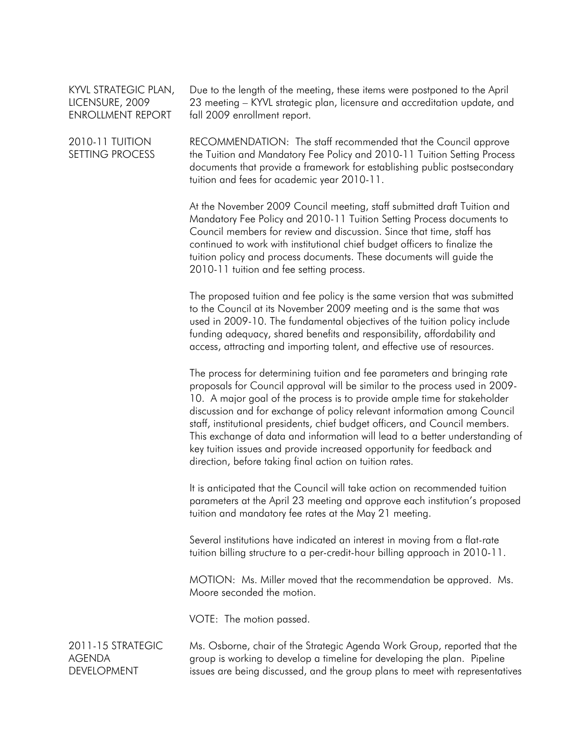**KYVL STRATEGIC PLAN, LICENSURE, 2009 ENROLLMENT REPORT**

Due to the length of the meeting, these items were postponed to the April 23 meeting – KYVL strategic plan, licensure and accreditation update, and fall 2009 enrollment report.

**2010-11 TUITION SETTING PROCESS**

RECOMMENDATION: The staff recommended that the Council approve the Tuition and Mandatory Fee Policy and 2010-11 Tuition Setting Process documents that provide a framework for establishing public postsecondary tuition and fees for academic year 2010-11.

At the November 2009 Council meeting, staff submitted draft Tuition and Mandatory Fee Policy and 2010-11 Tuition Setting Process documents to Council members for review and discussion. Since that time, staff has continued to work with institutional chief budget officers to finalize the tuition policy and process documents. These documents will guide the 2010-11 tuition and fee setting process.

The proposed tuition and fee policy is the same version that was submitted to the Council at its November 2009 meeting and is the same that was used in 2009-10. The fundamental objectives of the tuition policy include funding adequacy, shared benefits and responsibility, affordability and access, attracting and importing talent, and effective use of resources.

The process for determining tuition and fee parameters and bringing rate proposals for Council approval will be similar to the process used in 2009-10. A major goal of the process is to provide ample time for stakeholder discussion and for exchange of policy relevant information among Council staff, institutional presidents, chief budget officers, and Council members. This exchange of data and information will lead to a better understanding of key tuition issues and provide increased opportunity for feedback and direction, before taking final action on tuition rates.

It is anticipated that the Council will take action on recommended tuition parameters at the April 23 meeting and approve each institution's proposed tuition and mandatory fee rates at the May 21 meeting.

Several institutions have indicated an interest in moving from a flat-rate tuition billing structure to a per-credit-hour billing approach in 2010-11.

MOTION: Ms. Miller moved that the recommendation be approved. Ms. Moore seconded the motion.

VOTE: The motion passed.

**2011-15 STRATEGIC AGENDA DEVELOPMENT**

Ms. Osborne, chair of the Strategic Agenda Work Group, reported that the group is working to develop a timeline for developing the plan. Pipeline issues are being discussed, and the group plans to meet with representatives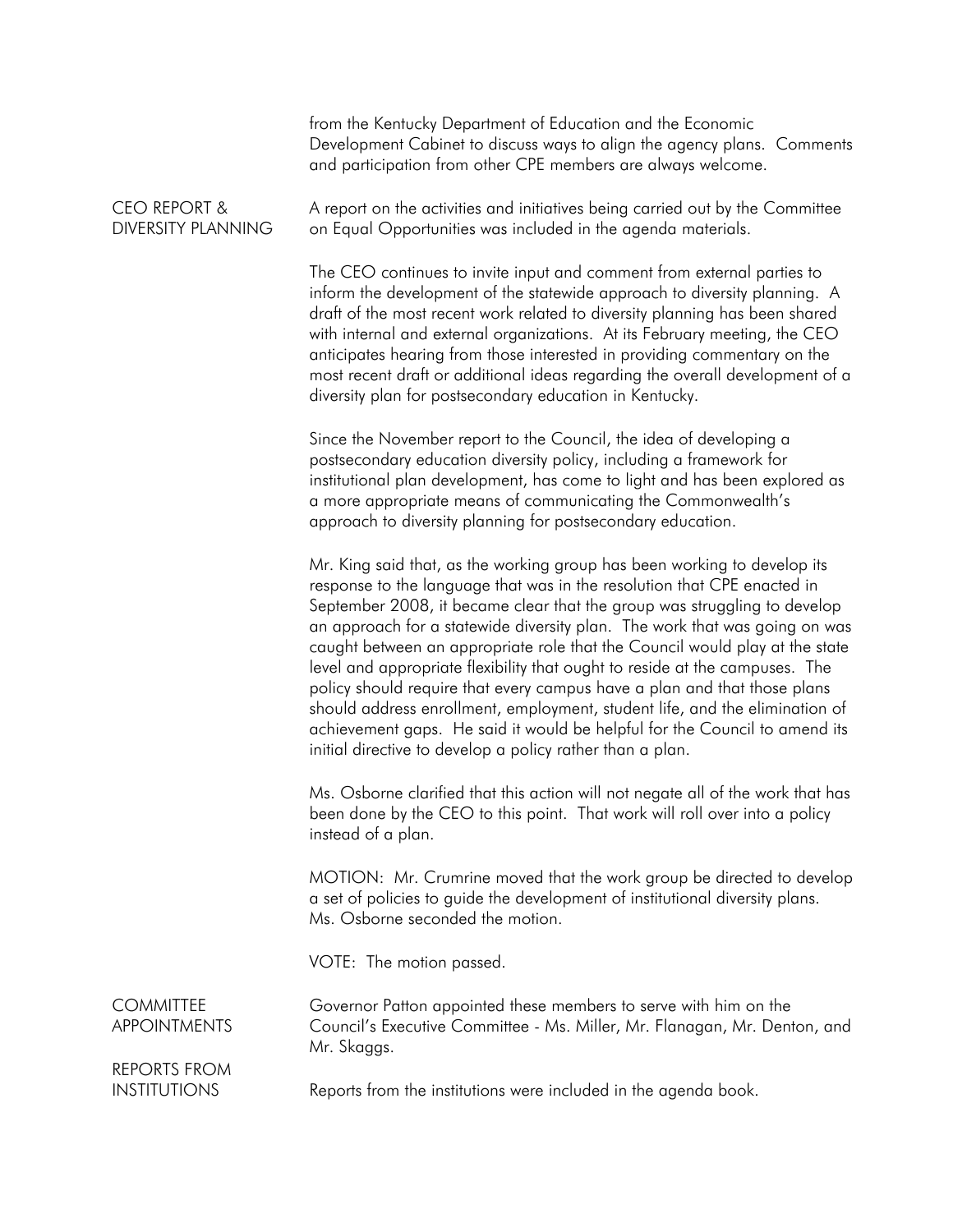from the Kentucky Department of Education and the Economic Development Cabinet to discuss ways to align the agency plans. Comments and participation from other CPE members are always welcome.

**CEO REPORT & DIVERSITY PLANNING**

A report on the activities and initiatives being carried out by the Committee on Equal Opportunities was included in the agenda materials.

The CEO continues to invite input and comment from external parties to inform the development of the statewide approach to diversity planning. A draft of the most recent work related to diversity planning has been shared with internal and external organizations. At its February meeting, the CEO anticipates hearing from those interested in providing commentary on the most recent draft or additional ideas regarding the overall development of a diversity plan for postsecondary education in Kentucky.

Since the November report to the Council, the idea of developing a postsecondary education diversity policy, including a framework for institutional plan development, has come to light and has been explored as a more appropriate means of communicating the Commonwealth's approach to diversity planning for postsecondary education.

Mr. King said that, as the working group has been working to develop its response to the language that was in the resolution that CPE enacted in September 2008, it became clear that the group was struggling to develop an approach for a statewide diversity plan. The work that was going on was caught between an appropriate role that the Council would play at the state level and appropriate flexibility that ought to reside at the campuses. The policy should require that every campus have a plan and that those plans should address enrollment, employment, student life, and the elimination of achievement gaps. He said it would be helpful for the Council to amend its initial directive to develop a policy rather than a plan.

Ms. Osborne clarified that this action will not negate all of the work that has been done by the CEO to this point. That work will roll over into a policy instead of a plan.

MOTION: Mr. Crumrine moved that the work group be directed to develop a set of policies to guide the development of institutional diversity plans. Ms. Osborne seconded the motion.

VOTE: The motion passed.

**COMMITTEE APPOINTMENTS**

Governor Patton appointed these members to serve with him on the Council's Executive Committee - Ms. Miller, Mr. Flanagan, Mr. Denton, and Mr. Skaggs.

**REPORTS FROM INSTITUTIONS**

Reports from the institutions were included in the agenda book.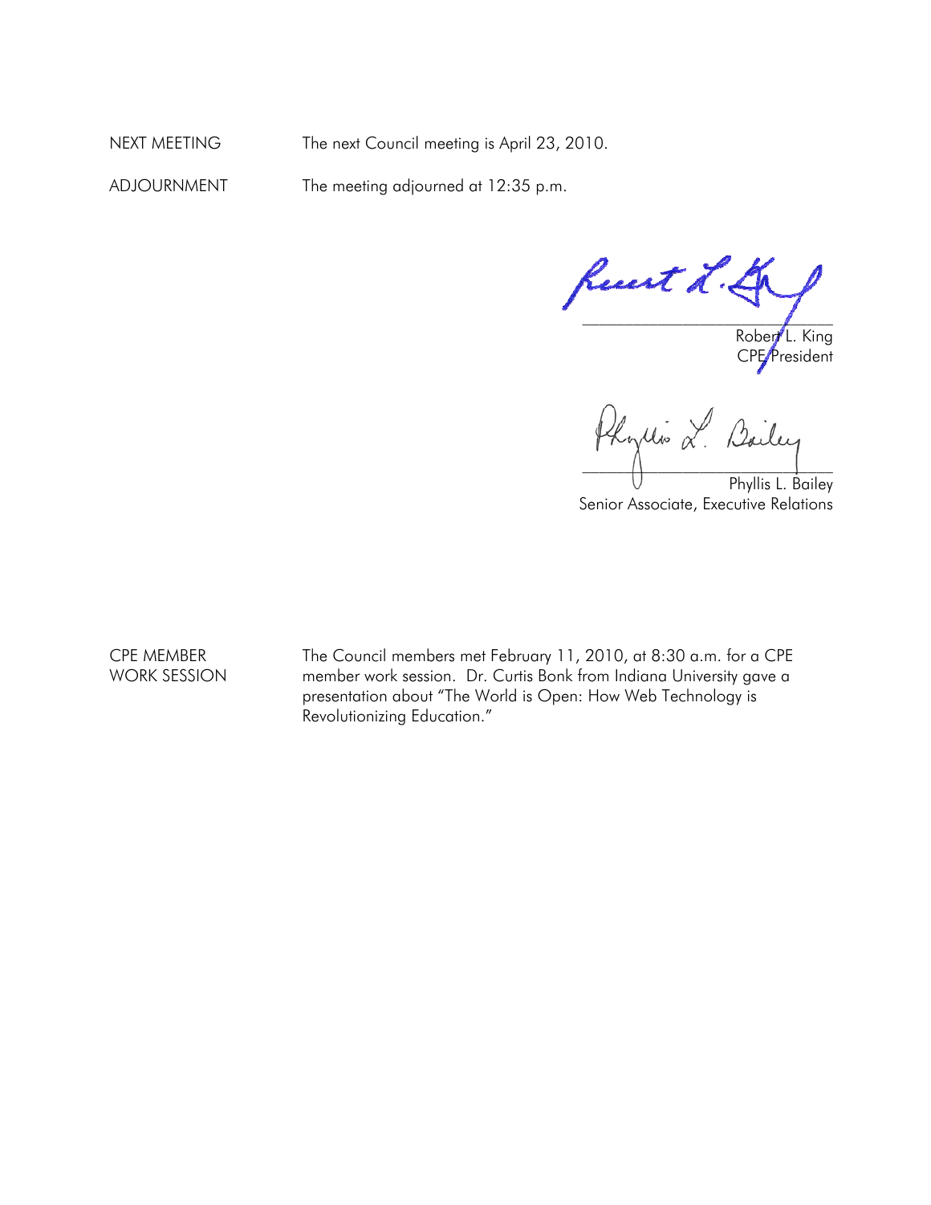NEXT MEETING	The next Council meeting is April 23, 2010.

ADJOURNMENT	The meeting adjourned at 12:35 p.m.

Robert L. King
CPE President

Phyllis L. Bailey
Senior Associate, Executive Relations

CPE MEMBER WORK SESSION	The Council members met February 11, 2010, at 8:30 a.m. for a CPE member work session. Dr. Curtis Bonk from Indiana University gave a presentation about "The World is Open: How Web Technology is Revolutionizing Education."